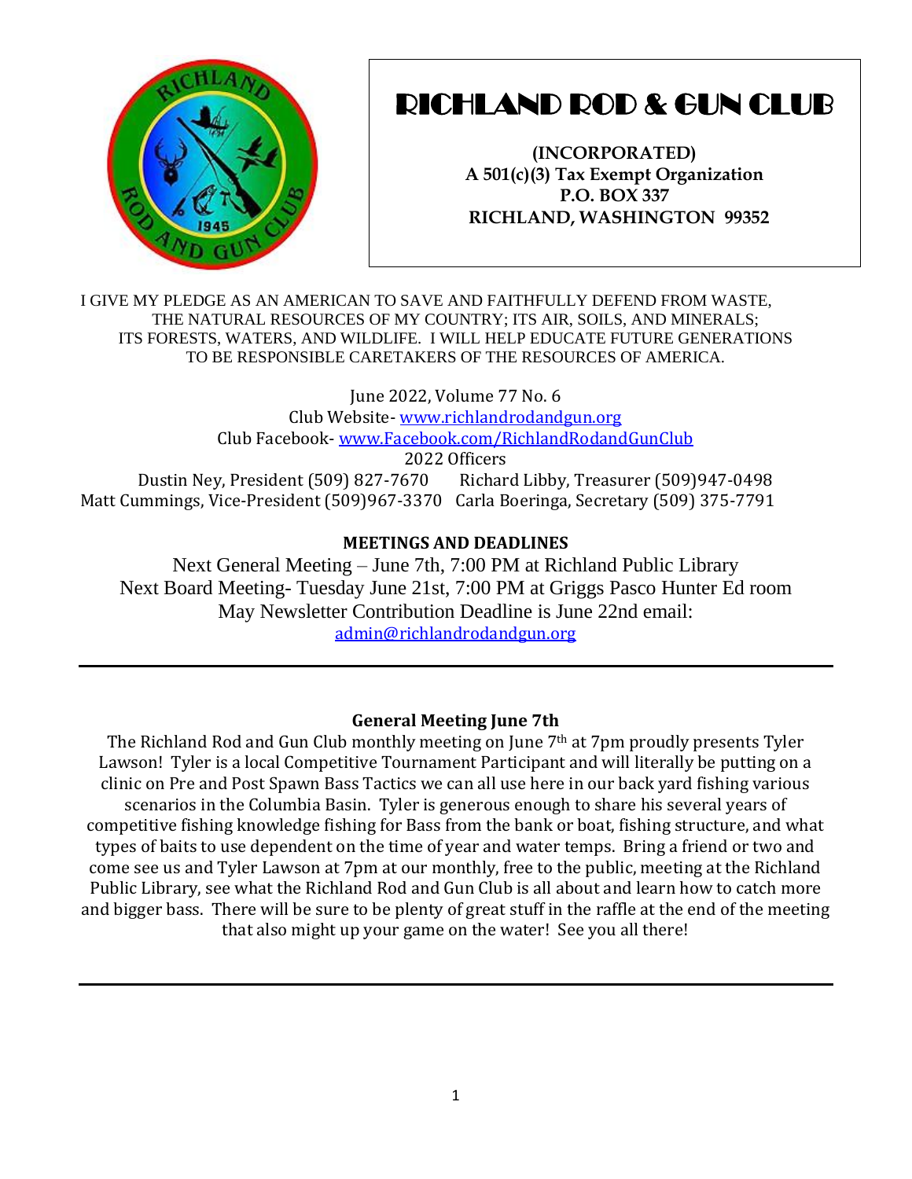# RICHLAND ROD & GUN CLUB

**(INCORPORATED)**
**A 501(c)(3) Tax Exempt Organization**
**P.O. BOX 337**
**RICHLAND, WASHINGTON 99352**

I GIVE MY PLEDGE AS AN AMERICAN TO SAVE AND FAITHFULLY DEFEND FROM WASTE, THE NATURAL RESOURCES OF MY COUNTRY; ITS AIR, SOILS, AND MINERALS; ITS FORESTS, WATERS, AND WILDLIFE. I WILL HELP EDUCATE FUTURE GENERATIONS TO BE RESPONSIBLE CARETAKERS OF THE RESOURCES OF AMERICA.

June 2022, Volume 77 No. 6
Club Website- www.richlandrodandgun.org
Club Facebook- www.Facebook.com/RichlandRodandGunClub
2022 Officers
Dustin Ney, President (509) 827-7670 Richard Libby, Treasurer (509)947-0498
Matt Cummings, Vice-President (509)967-3370 Carla Boeringa, Secretary (509) 375-7791

**MEETINGS AND DEADLINES**

Next General Meeting – June 7th, 7:00 PM at Richland Public Library
Next Board Meeting- Tuesday June 21st, 7:00 PM at Griggs Pasco Hunter Ed room
May Newsletter Contribution Deadline is June 22nd email:
admin@richlandrodandgun.org

---

**General Meeting June 7th**

The Richland Rod and Gun Club monthly meeting on June 7th at 7pm proudly presents Tyler Lawson! Tyler is a local Competitive Tournament Participant and will literally be putting on a clinic on Pre and Post Spawn Bass Tactics we can all use here in our back yard fishing various scenarios in the Columbia Basin. Tyler is generous enough to share his several years of competitive fishing knowledge fishing for Bass from the bank or boat, fishing structure, and what types of baits to use dependent on the time of year and water temps. Bring a friend or two and come see us and Tyler Lawson at 7pm at our monthly, free to the public, meeting at the Richland Public Library, see what the Richland Rod and Gun Club is all about and learn how to catch more and bigger bass. There will be sure to be plenty of great stuff in the raffle at the end of the meeting that also might up your game on the water! See you all there!

---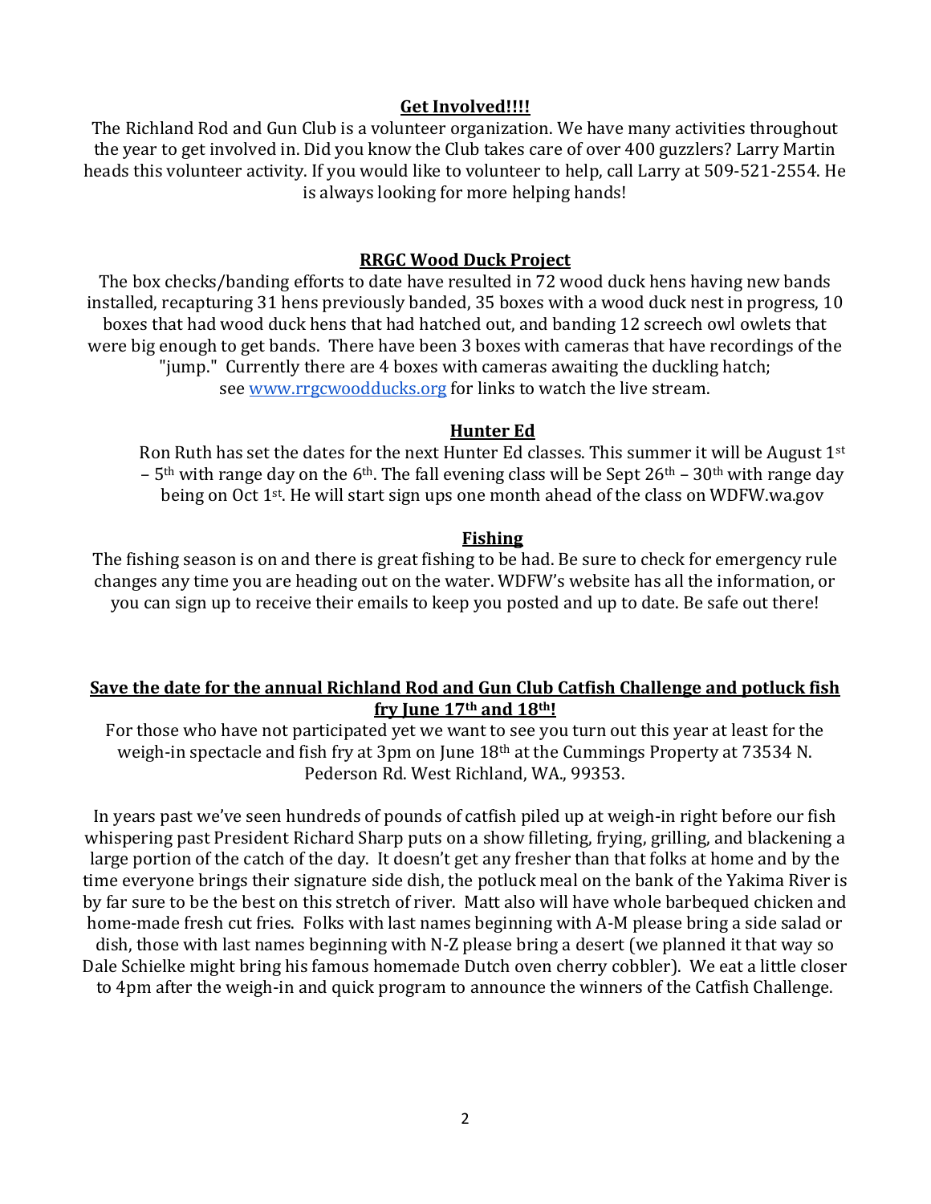## Get Involved!!!!

The Richland Rod and Gun Club is a volunteer organization. We have many activities throughout the year to get involved in. Did you know the Club takes care of over 400 guzzlers? Larry Martin heads this volunteer activity. If you would like to volunteer to help, call Larry at 509-521-2554. He is always looking for more helping hands!

## RRGC Wood Duck Project

The box checks/banding efforts to date have resulted in 72 wood duck hens having new bands installed, recapturing 31 hens previously banded, 35 boxes with a wood duck nest in progress, 10 boxes that had wood duck hens that had hatched out, and banding 12 screech owl owlets that were big enough to get bands. There have been 3 boxes with cameras that have recordings of the "jump." Currently there are 4 boxes with cameras awaiting the duckling hatch; see [www.rrgcwoodducks.org](http://www.rrgcwoodducks.org) for links to watch the live stream.

## Hunter Ed

Ron Ruth has set the dates for the next Hunter Ed classes. This summer it will be August 1st – 5th with range day on the 6th. The fall evening class will be Sept 26th – 30th with range day being on Oct 1st. He will start sign ups one month ahead of the class on WDFW.wa.gov

## Fishing

The fishing season is on and there is great fishing to be had. Be sure to check for emergency rule changes any time you are heading out on the water. WDFW's website has all the information, or you can sign up to receive their emails to keep you posted and up to date. Be safe out there!

## Save the date for the annual Richland Rod and Gun Club Catfish Challenge and potluck fish fry June 17th and 18th!

For those who have not participated yet we want to see you turn out this year at least for the weigh-in spectacle and fish fry at 3pm on June 18th at the Cummings Property at 73534 N. Pederson Rd. West Richland, WA., 99353.

In years past we've seen hundreds of pounds of catfish piled up at weigh-in right before our fish whispering past President Richard Sharp puts on a show filleting, frying, grilling, and blackening a large portion of the catch of the day. It doesn't get any fresher than that folks at home and by the time everyone brings their signature side dish, the potluck meal on the bank of the Yakima River is by far sure to be the best on this stretch of river. Matt also will have whole barbequed chicken and home-made fresh cut fries. Folks with last names beginning with A-M please bring a side salad or dish, those with last names beginning with N-Z please bring a desert (we planned it that way so Dale Schielke might bring his famous homemade Dutch oven cherry cobbler). We eat a little closer to 4pm after the weigh-in and quick program to announce the winners of the Catfish Challenge.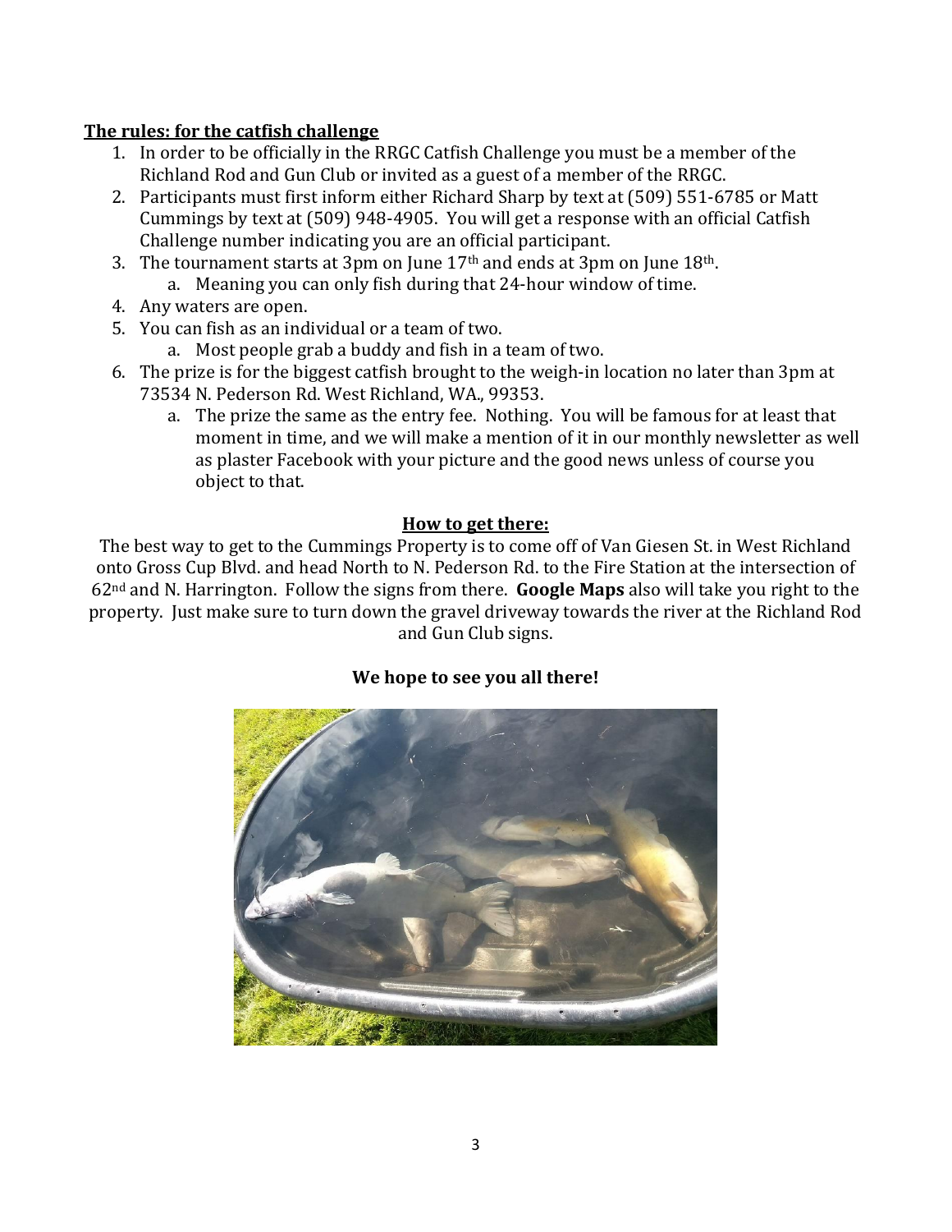**The rules: for the catfish challenge**

1. In order to be officially in the RRGC Catfish Challenge you must be a member of the Richland Rod and Gun Club or invited as a guest of a member of the RRGC.
2. Participants must first inform either Richard Sharp by text at (509) 551-6785 or Matt Cummings by text at (509) 948-4905. You will get a response with an official Catfish Challenge number indicating you are an official participant.
3. The tournament starts at 3pm on June 17th and ends at 3pm on June 18th.
   a. Meaning you can only fish during that 24-hour window of time.
4. Any waters are open.
5. You can fish as an individual or a team of two.
   a. Most people grab a buddy and fish in a team of two.
6. The prize is for the biggest catfish brought to the weigh-in location no later than 3pm at 73534 N. Pederson Rd. West Richland, WA., 99353.
   a. The prize the same as the entry fee. Nothing. You will be famous for at least that moment in time, and we will make a mention of it in our monthly newsletter as well as plaster Facebook with your picture and the good news unless of course you object to that.

**How to get there:**

The best way to get to the Cummings Property is to come off of Van Giesen St. in West Richland onto Gross Cup Blvd. and head North to N. Pederson Rd. to the Fire Station at the intersection of 62nd and N. Harrington. Follow the signs from there. **Google Maps** also will take you right to the property. Just make sure to turn down the gravel driveway towards the river at the Richland Rod and Gun Club signs.

**We hope to see you all there!**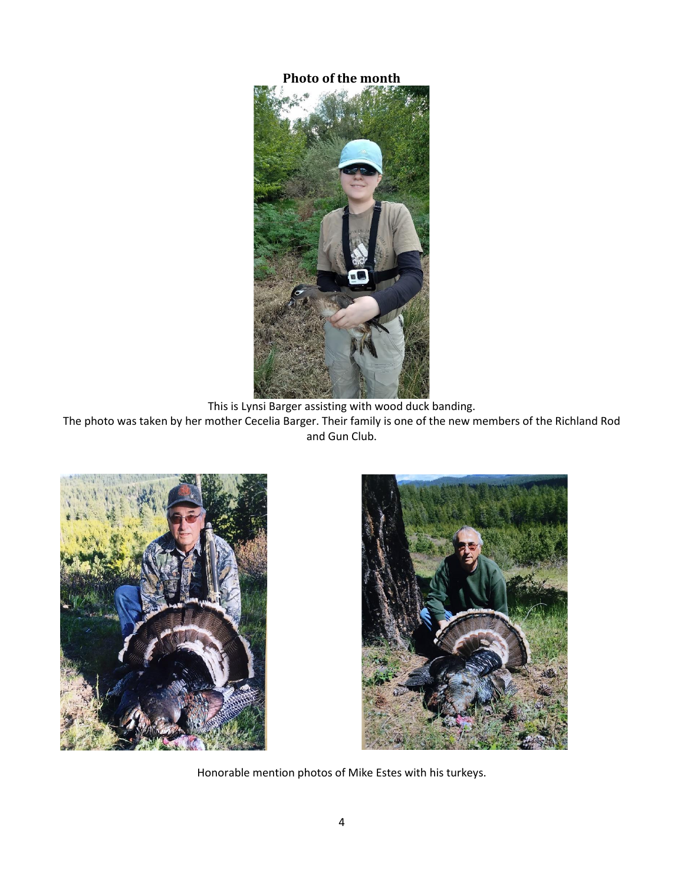**Photo of the month**

This is Lynsi Barger assisting with wood duck banding.
The photo was taken by her mother Cecelia Barger. Their family is one of the new members of the Richland Rod and Gun Club.

Honorable mention photos of Mike Estes with his turkeys.